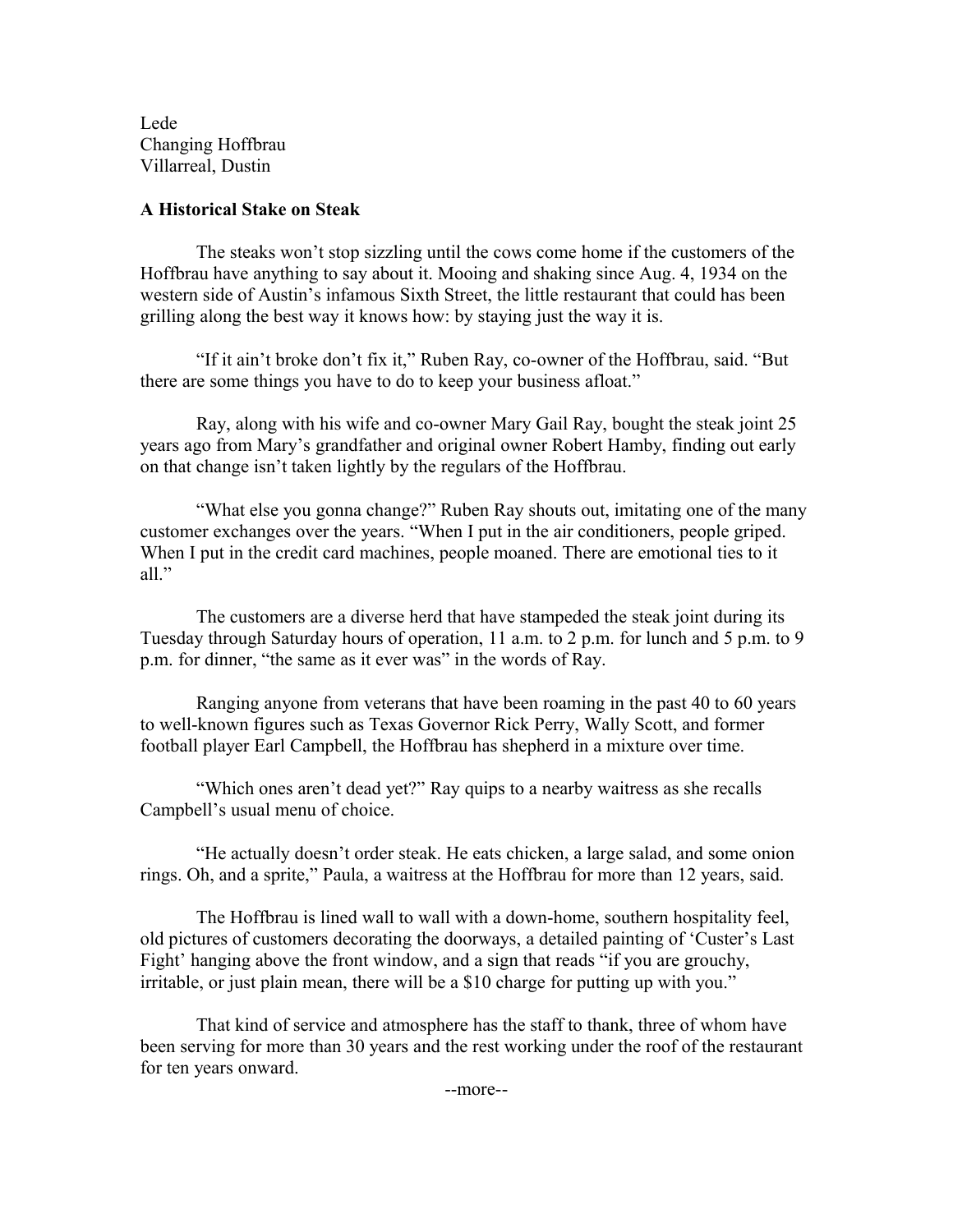Lede
Changing Hoffbrau
Villarreal, Dustin

**A Historical Stake on Steak**

The steaks won't stop sizzling until the cows come home if the customers of the Hoffbrau have anything to say about it. Mooing and shaking since Aug. 4, 1934 on the western side of Austin's infamous Sixth Street, the little restaurant that could has been grilling along the best way it knows how: by staying just the way it is.

"If it ain't broke don't fix it," Ruben Ray, co-owner of the Hoffbrau, said. "But there are some things you have to do to keep your business afloat."

Ray, along with his wife and co-owner Mary Gail Ray, bought the steak joint 25 years ago from Mary's grandfather and original owner Robert Hamby, finding out early on that change isn't taken lightly by the regulars of the Hoffbrau.

"What else you gonna change?" Ruben Ray shouts out, imitating one of the many customer exchanges over the years. "When I put in the air conditioners, people griped. When I put in the credit card machines, people moaned. There are emotional ties to it all."

The customers are a diverse herd that have stampeded the steak joint during its Tuesday through Saturday hours of operation, 11 a.m. to 2 p.m. for lunch and 5 p.m. to 9 p.m. for dinner, "the same as it ever was" in the words of Ray.

Ranging anyone from veterans that have been roaming in the past 40 to 60 years to well-known figures such as Texas Governor Rick Perry, Wally Scott, and former football player Earl Campbell, the Hoffbrau has shepherd in a mixture over time.

"Which ones aren't dead yet?" Ray quips to a nearby waitress as she recalls Campbell's usual menu of choice.

"He actually doesn't order steak. He eats chicken, a large salad, and some onion rings. Oh, and a sprite," Paula, a waitress at the Hoffbrau for more than 12 years, said.

The Hoffbrau is lined wall to wall with a down-home, southern hospitality feel, old pictures of customers decorating the doorways, a detailed painting of 'Custer's Last Fight' hanging above the front window, and a sign that reads "if you are grouchy, irritable, or just plain mean, there will be a $10 charge for putting up with you."

That kind of service and atmosphere has the staff to thank, three of whom have been serving for more than 30 years and the rest working under the roof of the restaurant for ten years onward.

--more--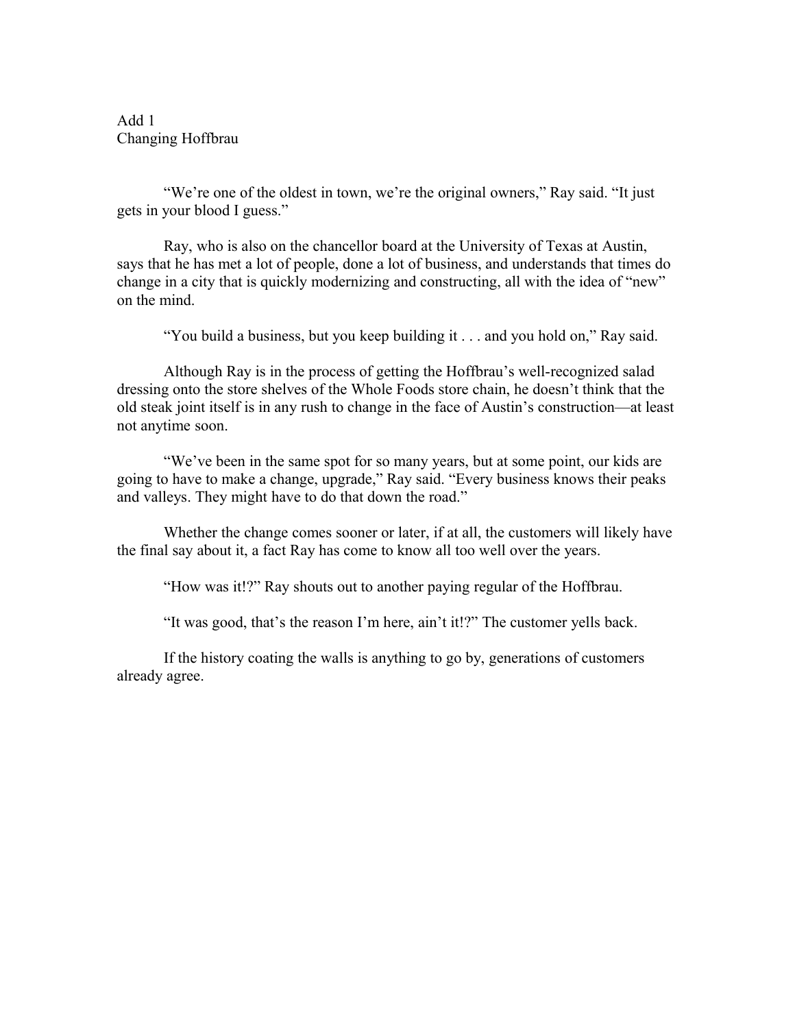Add 1
Changing Hoffbrau

"We're one of the oldest in town, we're the original owners," Ray said. "It just gets in your blood I guess."

Ray, who is also on the chancellor board at the University of Texas at Austin, says that he has met a lot of people, done a lot of business, and understands that times do change in a city that is quickly modernizing and constructing, all with the idea of "new" on the mind.

"You build a business, but you keep building it . . . and you hold on," Ray said.

Although Ray is in the process of getting the Hoffbrau's well-recognized salad dressing onto the store shelves of the Whole Foods store chain, he doesn't think that the old steak joint itself is in any rush to change in the face of Austin's construction—at least not anytime soon.

"We've been in the same spot for so many years, but at some point, our kids are going to have to make a change, upgrade," Ray said. "Every business knows their peaks and valleys. They might have to do that down the road."

Whether the change comes sooner or later, if at all, the customers will likely have the final say about it, a fact Ray has come to know all too well over the years.

"How was it!?" Ray shouts out to another paying regular of the Hoffbrau.

"It was good, that's the reason I'm here, ain't it!?" The customer yells back.

If the history coating the walls is anything to go by, generations of customers already agree.